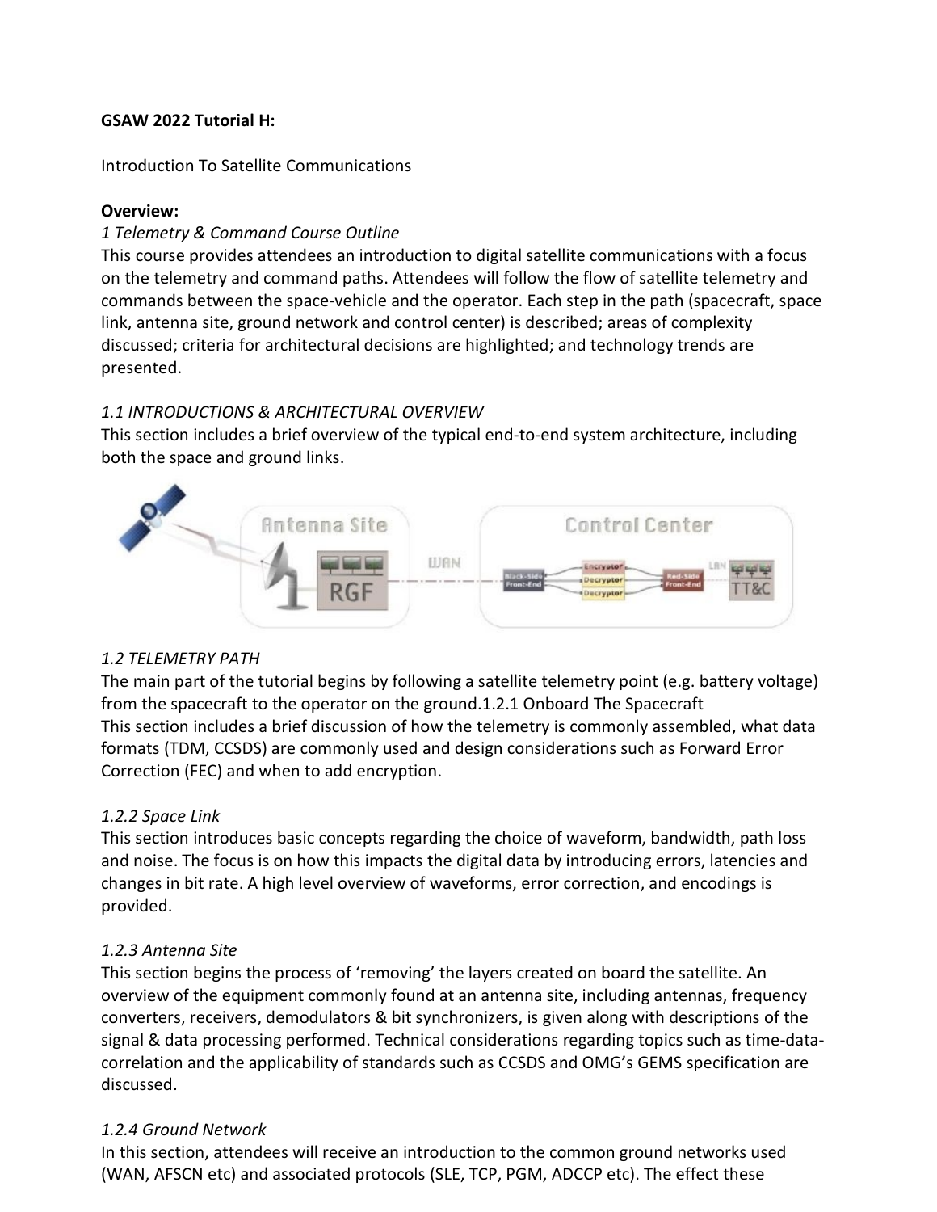**GSAW 2022 Tutorial H:**

Introduction To Satellite Communications

**Overview:**

*1 Telemetry & Command Course Outline*

This course provides attendees an introduction to digital satellite communications with a focus on the telemetry and command paths. Attendees will follow the flow of satellite telemetry and commands between the space-vehicle and the operator. Each step in the path (spacecraft, space link, antenna site, ground network and control center) is described; areas of complexity discussed; criteria for architectural decisions are highlighted; and technology trends are presented.

*1.1 INTRODUCTIONS & ARCHITECTURAL OVERVIEW*

This section includes a brief overview of the typical end-to-end system architecture, including both the space and ground links.

*1.2 TELEMETRY PATH*

The main part of the tutorial begins by following a satellite telemetry point (e.g. battery voltage) from the spacecraft to the operator on the ground.1.2.1 Onboard The Spacecraft

This section includes a brief discussion of how the telemetry is commonly assembled, what data formats (TDM, CCSDS) are commonly used and design considerations such as Forward Error Correction (FEC) and when to add encryption.

*1.2.2 Space Link*

This section introduces basic concepts regarding the choice of waveform, bandwidth, path loss and noise. The focus is on how this impacts the digital data by introducing errors, latencies and changes in bit rate. A high level overview of waveforms, error correction, and encodings is provided.

*1.2.3 Antenna Site*

This section begins the process of 'removing' the layers created on board the satellite. An overview of the equipment commonly found at an antenna site, including antennas, frequency converters, receivers, demodulators & bit synchronizers, is given along with descriptions of the signal & data processing performed. Technical considerations regarding topics such as time-data-correlation and the applicability of standards such as CCSDS and OMG's GEMS specification are discussed.

*1.2.4 Ground Network*

In this section, attendees will receive an introduction to the common ground networks used (WAN, AFSCN etc) and associated protocols (SLE, TCP, PGM, ADCCP etc). The effect these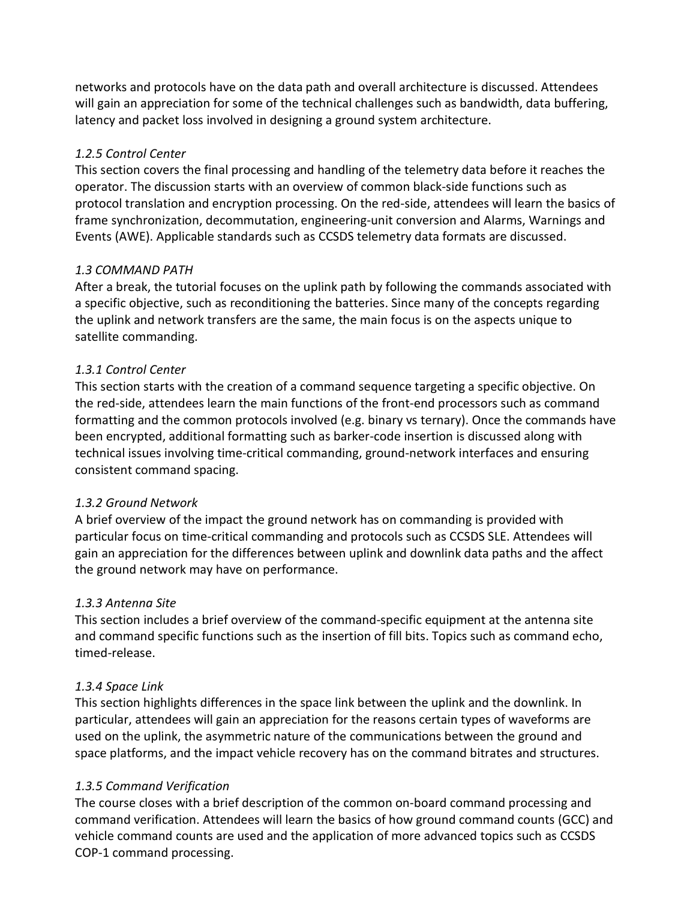networks and protocols have on the data path and overall architecture is discussed. Attendees will gain an appreciation for some of the technical challenges such as bandwidth, data buffering, latency and packet loss involved in designing a ground system architecture.

*1.2.5 Control Center*

This section covers the final processing and handling of the telemetry data before it reaches the operator. The discussion starts with an overview of common black-side functions such as protocol translation and encryption processing. On the red-side, attendees will learn the basics of frame synchronization, decommutation, engineering-unit conversion and Alarms, Warnings and Events (AWE). Applicable standards such as CCSDS telemetry data formats are discussed.

*1.3 COMMAND PATH*

After a break, the tutorial focuses on the uplink path by following the commands associated with a specific objective, such as reconditioning the batteries. Since many of the concepts regarding the uplink and network transfers are the same, the main focus is on the aspects unique to satellite commanding.

*1.3.1 Control Center*

This section starts with the creation of a command sequence targeting a specific objective. On the red-side, attendees learn the main functions of the front-end processors such as command formatting and the common protocols involved (e.g. binary vs ternary). Once the commands have been encrypted, additional formatting such as barker-code insertion is discussed along with technical issues involving time-critical commanding, ground-network interfaces and ensuring consistent command spacing.

*1.3.2 Ground Network*

A brief overview of the impact the ground network has on commanding is provided with particular focus on time-critical commanding and protocols such as CCSDS SLE. Attendees will gain an appreciation for the differences between uplink and downlink data paths and the affect the ground network may have on performance.

*1.3.3 Antenna Site*

This section includes a brief overview of the command-specific equipment at the antenna site and command specific functions such as the insertion of fill bits. Topics such as command echo, timed-release.

*1.3.4 Space Link*

This section highlights differences in the space link between the uplink and the downlink. In particular, attendees will gain an appreciation for the reasons certain types of waveforms are used on the uplink, the asymmetric nature of the communications between the ground and space platforms, and the impact vehicle recovery has on the command bitrates and structures.

*1.3.5 Command Verification*

The course closes with a brief description of the common on-board command processing and command verification. Attendees will learn the basics of how ground command counts (GCC) and vehicle command counts are used and the application of more advanced topics such as CCSDS COP-1 command processing.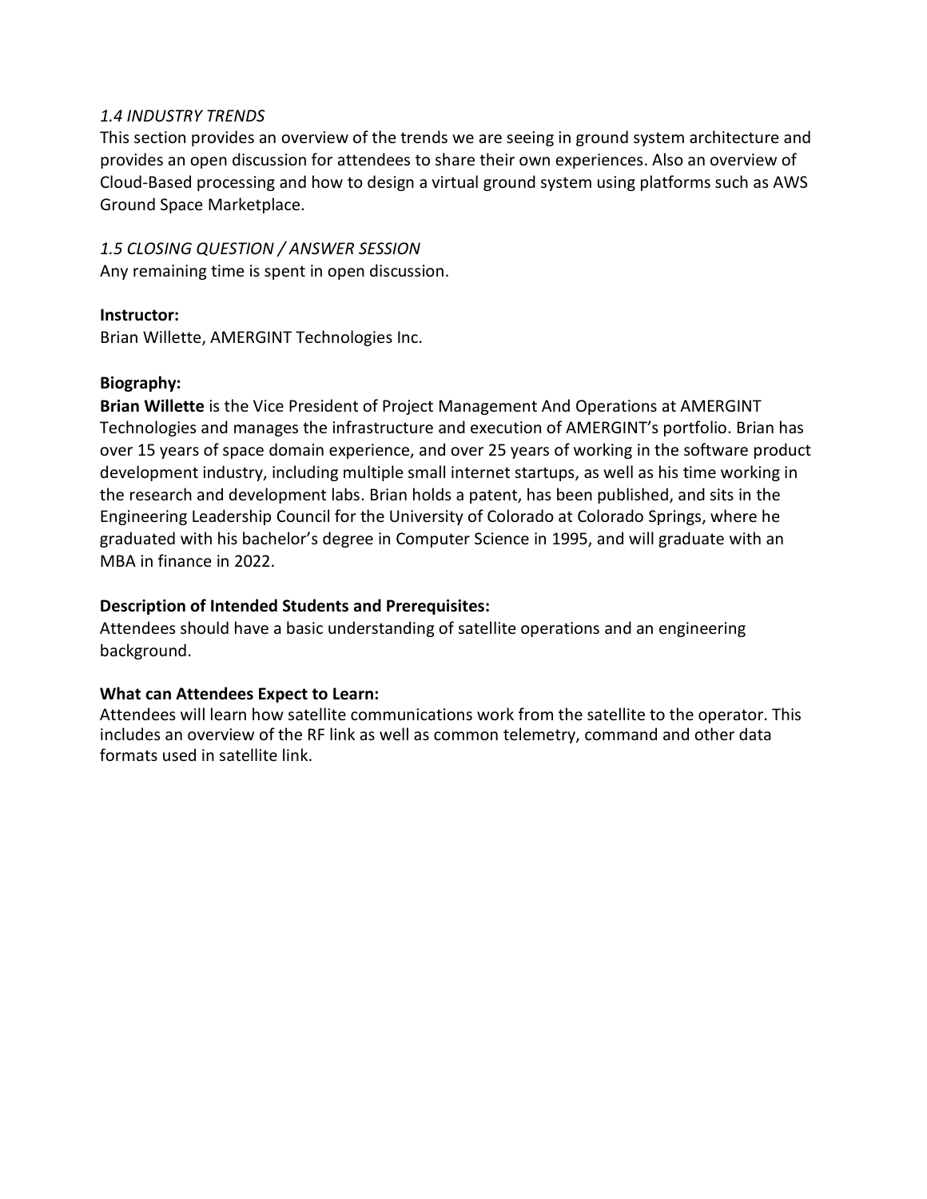*1.4 INDUSTRY TRENDS*

This section provides an overview of the trends we are seeing in ground system architecture and provides an open discussion for attendees to share their own experiences. Also an overview of Cloud-Based processing and how to design a virtual ground system using platforms such as AWS Ground Space Marketplace.

*1.5 CLOSING QUESTION / ANSWER SESSION*

Any remaining time is spent in open discussion.

**Instructor:**

Brian Willette, AMERGINT Technologies Inc.

**Biography:**

**Brian Willette** is the Vice President of Project Management And Operations at AMERGINT Technologies and manages the infrastructure and execution of AMERGINT's portfolio. Brian has over 15 years of space domain experience, and over 25 years of working in the software product development industry, including multiple small internet startups, as well as his time working in the research and development labs. Brian holds a patent, has been published, and sits in the Engineering Leadership Council for the University of Colorado at Colorado Springs, where he graduated with his bachelor's degree in Computer Science in 1995, and will graduate with an MBA in finance in 2022.

**Description of Intended Students and Prerequisites:**

Attendees should have a basic understanding of satellite operations and an engineering background.

**What can Attendees Expect to Learn:**

Attendees will learn how satellite communications work from the satellite to the operator. This includes an overview of the RF link as well as common telemetry, command and other data formats used in satellite link.